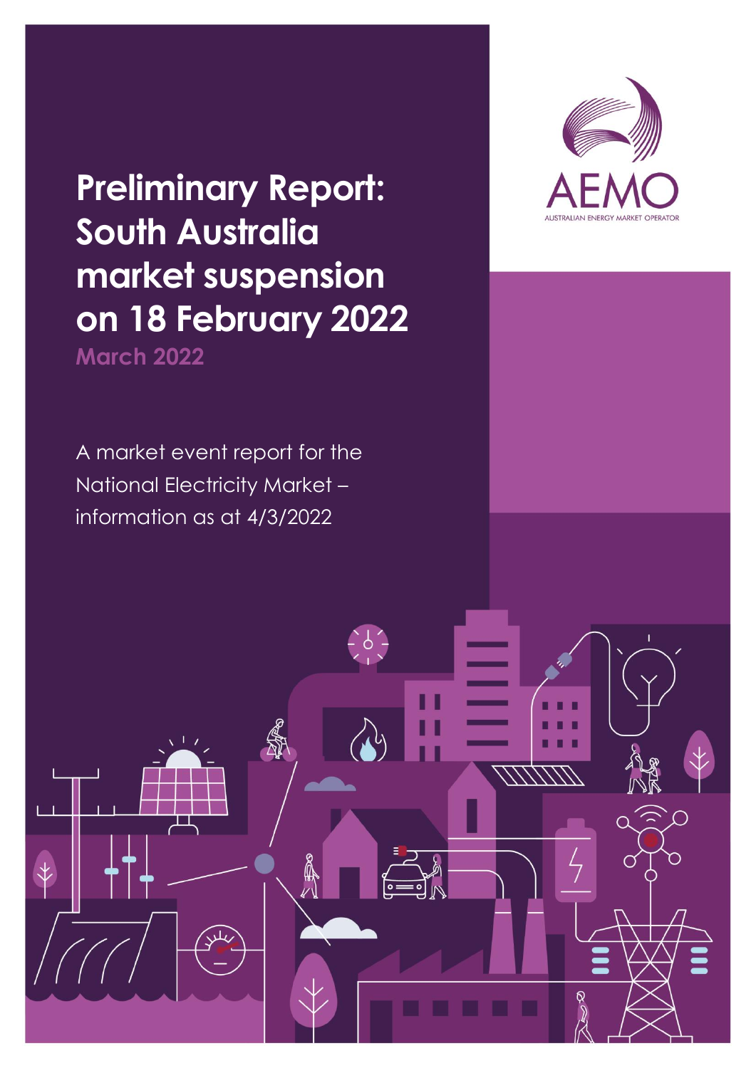# Preliminary Report: South Australia market suspension on 18 February 2022

March 2022

A market event report for the National Electricity Market – information as at 4/3/2022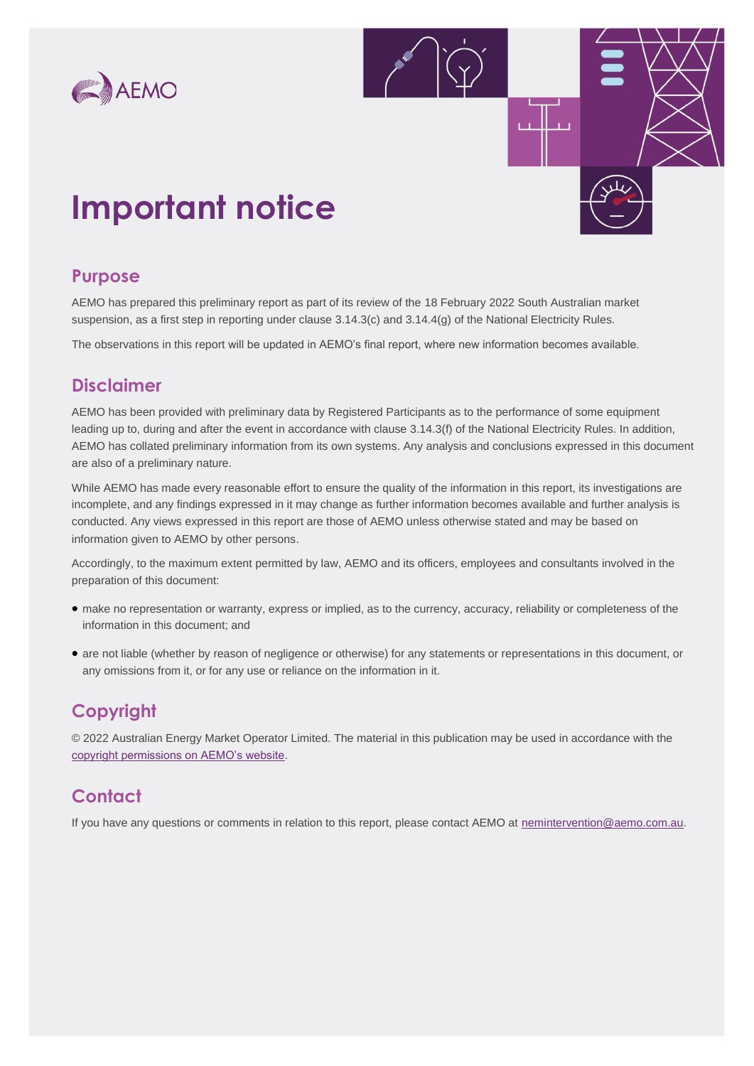# Important notice

## Purpose

AEMO has prepared this preliminary report as part of its review of the 18 February 2022 South Australian market suspension, as a first step in reporting under clause 3.14.3(c) and 3.14.4(g) of the National Electricity Rules.

The observations in this report will be updated in AEMO's final report, where new information becomes available.

## Disclaimer

AEMO has been provided with preliminary data by Registered Participants as to the performance of some equipment leading up to, during and after the event in accordance with clause 3.14.3(f) of the National Electricity Rules. In addition, AEMO has collated preliminary information from its own systems. Any analysis and conclusions expressed in this document are also of a preliminary nature.

While AEMO has made every reasonable effort to ensure the quality of the information in this report, its investigations are incomplete, and any findings expressed in it may change as further information becomes available and further analysis is conducted. Any views expressed in this report are those of AEMO unless otherwise stated and may be based on information given to AEMO by other persons.

Accordingly, to the maximum extent permitted by law, AEMO and its officers, employees and consultants involved in the preparation of this document:

- make no representation or warranty, express or implied, as to the currency, accuracy, reliability or completeness of the information in this document; and
- are not liable (whether by reason of negligence or otherwise) for any statements or representations in this document, or any omissions from it, or for any use or reliance on the information in it.

## Copyright

© 2022 Australian Energy Market Operator Limited. The material in this publication may be used in accordance with the copyright permissions on AEMO's website.

## Contact

If you have any questions or comments in relation to this report, please contact AEMO at nemintervention@aemo.com.au.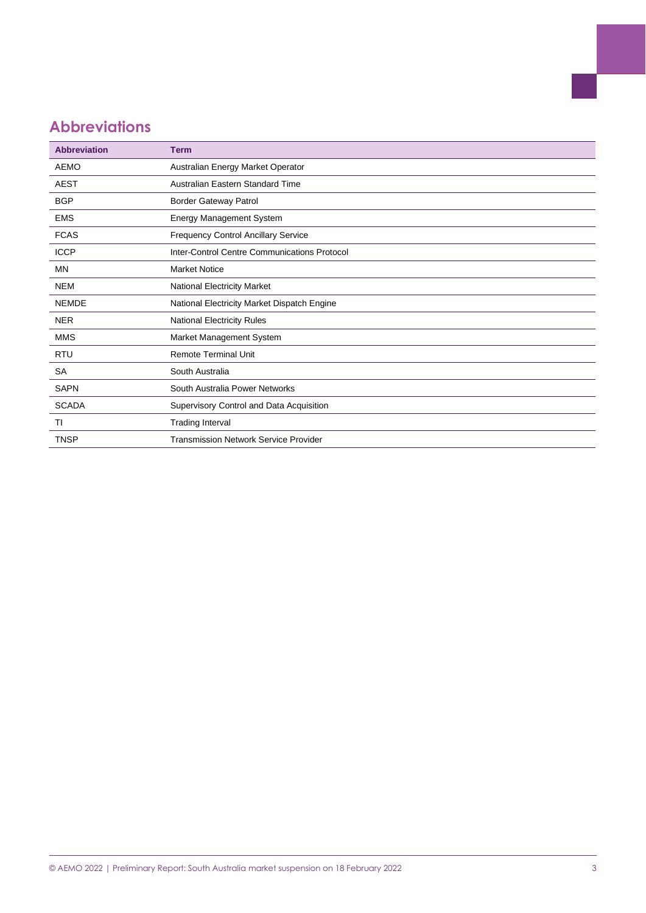# Abbreviations

| Abbreviation | Term |
|---|---|
| AEMO | Australian Energy Market Operator |
| AEST | Australian Eastern Standard Time |
| BGP | Border Gateway Patrol |
| EMS | Energy Management System |
| FCAS | Frequency Control Ancillary Service |
| ICCP | Inter-Control Centre Communications Protocol |
| MN | Market Notice |
| NEM | National Electricity Market |
| NEMDE | National Electricity Market Dispatch Engine |
| NER | National Electricity Rules |
| MMS | Market Management System |
| RTU | Remote Terminal Unit |
| SA | South Australia |
| SAPN | South Australia Power Networks |
| SCADA | Supervisory Control and Data Acquisition |
| TI | Trading Interval |
| TNSP | Transmission Network Service Provider |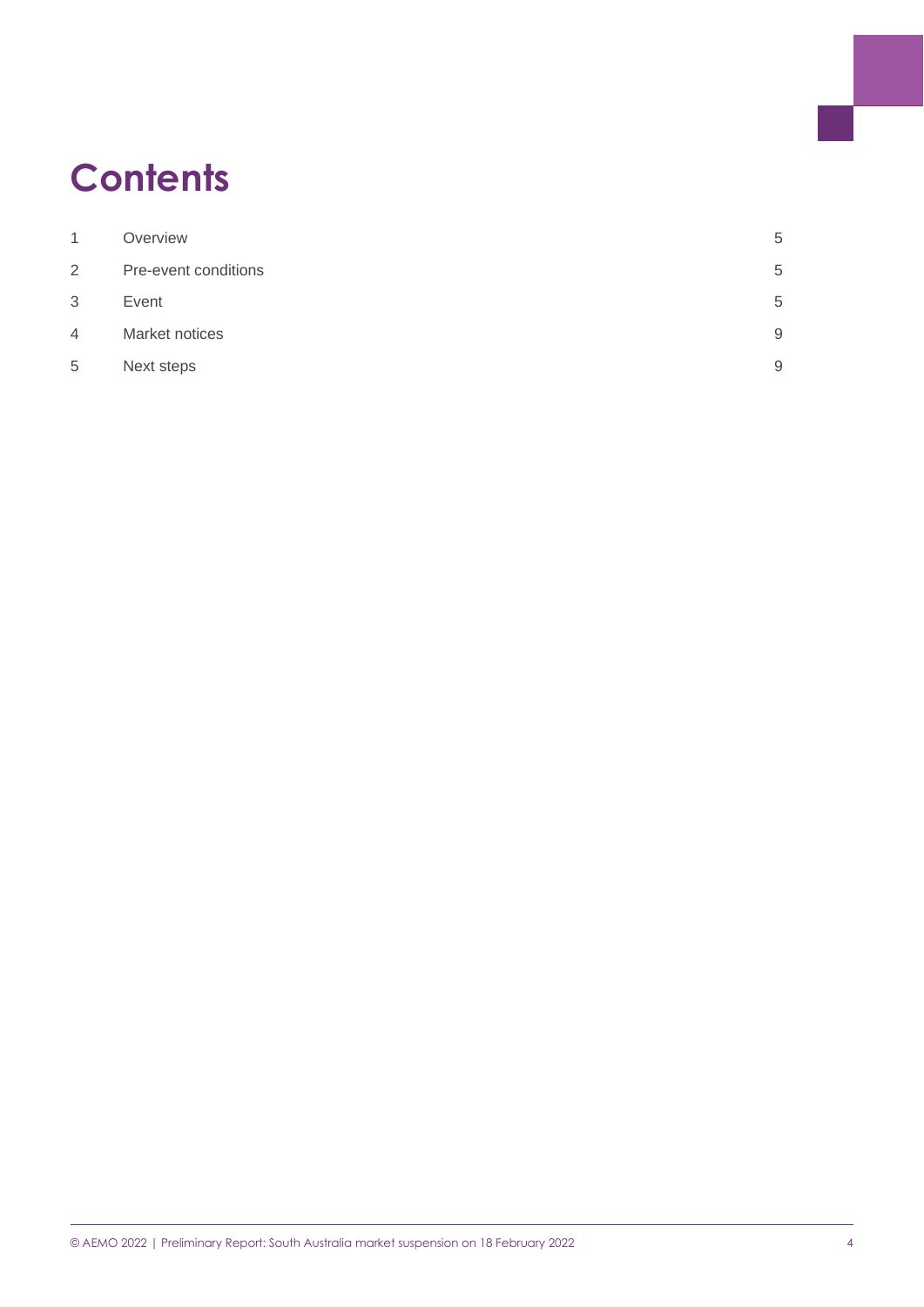# Contents

| | | |
|---|---|---|
| 1 | Overview | 5 |
| 2 | Pre-event conditions | 5 |
| 3 | Event | 5 |
| 4 | Market notices | 9 |
| 5 | Next steps | 9 |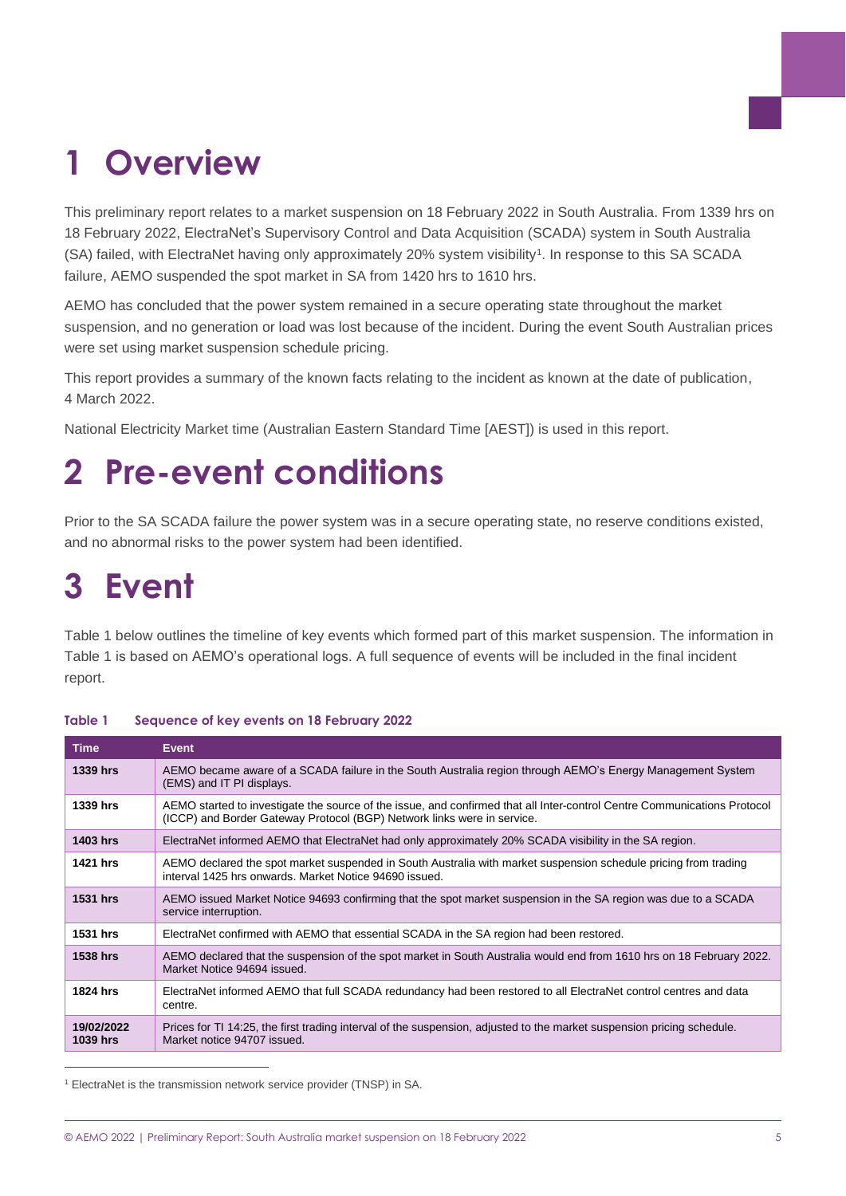# 1 Overview

This preliminary report relates to a market suspension on 18 February 2022 in South Australia. From 1339 hrs on 18 February 2022, ElectraNet's Supervisory Control and Data Acquisition (SCADA) system in South Australia (SA) failed, with ElectraNet having only approximately 20% system visibility[1]. In response to this SA SCADA failure, AEMO suspended the spot market in SA from 1420 hrs to 1610 hrs.

AEMO has concluded that the power system remained in a secure operating state throughout the market suspension, and no generation or load was lost because of the incident. During the event South Australian prices were set using market suspension schedule pricing.

This report provides a summary of the known facts relating to the incident as known at the date of publication, 4 March 2022.

National Electricity Market time (Australian Eastern Standard Time [AEST]) is used in this report.

# 2 Pre-event conditions

Prior to the SA SCADA failure the power system was in a secure operating state, no reserve conditions existed, and no abnormal risks to the power system had been identified.

# 3 Event

Table 1 below outlines the timeline of key events which formed part of this market suspension. The information in Table 1 is based on AEMO's operational logs. A full sequence of events will be included in the final incident report.

**Table 1 Sequence of key events on 18 February 2022**

| Time | Event |
|---|---|
| **1339 hrs** | AEMO became aware of a SCADA failure in the South Australia region through AEMO's Energy Management System (EMS) and IT PI displays. |
| **1339 hrs** | AEMO started to investigate the source of the issue, and confirmed that all Inter-control Centre Communications Protocol (ICCP) and Border Gateway Protocol (BGP) Network links were in service. |
| **1403 hrs** | ElectraNet informed AEMO that ElectraNet had only approximately 20% SCADA visibility in the SA region. |
| **1421 hrs** | AEMO declared the spot market suspended in South Australia with market suspension schedule pricing from trading interval 1425 hrs onwards. Market Notice 94690 issued. |
| **1531 hrs** | AEMO issued Market Notice 94693 confirming that the spot market suspension in the SA region was due to a SCADA service interruption. |
| **1531 hrs** | ElectraNet confirmed with AEMO that essential SCADA in the SA region had been restored. |
| **1538 hrs** | AEMO declared that the suspension of the spot market in South Australia would end from 1610 hrs on 18 February 2022. Market Notice 94694 issued. |
| **1824 hrs** | ElectraNet informed AEMO that full SCADA redundancy had been restored to all ElectraNet control centres and data centre. |
| **19/02/2022 1039 hrs** | Prices for TI 14:25, the first trading interval of the suspension, adjusted to the market suspension pricing schedule. Market notice 94707 issued. |

[1] ElectraNet is the transmission network service provider (TNSP) in SA.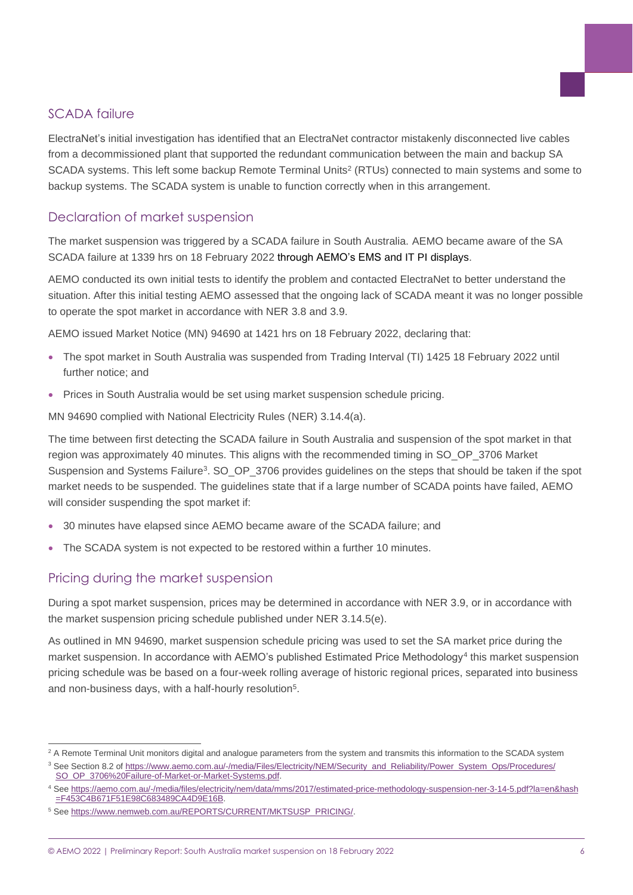## SCADA failure

ElectraNet's initial investigation has identified that an ElectraNet contractor mistakenly disconnected live cables from a decommissioned plant that supported the redundant communication between the main and backup SA SCADA systems. This left some backup Remote Terminal Units[2] (RTUs) connected to main systems and some to backup systems. The SCADA system is unable to function correctly when in this arrangement.

## Declaration of market suspension

The market suspension was triggered by a SCADA failure in South Australia. AEMO became aware of the SA SCADA failure at 1339 hrs on 18 February 2022 through AEMO's EMS and IT PI displays.

AEMO conducted its own initial tests to identify the problem and contacted ElectraNet to better understand the situation. After this initial testing AEMO assessed that the ongoing lack of SCADA meant it was no longer possible to operate the spot market in accordance with NER 3.8 and 3.9.

AEMO issued Market Notice (MN) 94690 at 1421 hrs on 18 February 2022, declaring that:

- The spot market in South Australia was suspended from Trading Interval (TI) 1425 18 February 2022 until further notice; and
- Prices in South Australia would be set using market suspension schedule pricing.

MN 94690 complied with National Electricity Rules (NER) 3.14.4(a).

The time between first detecting the SCADA failure in South Australia and suspension of the spot market in that region was approximately 40 minutes. This aligns with the recommended timing in SO_OP_3706 Market Suspension and Systems Failure[3]. SO_OP_3706 provides guidelines on the steps that should be taken if the spot market needs to be suspended. The guidelines state that if a large number of SCADA points have failed, AEMO will consider suspending the spot market if:

- 30 minutes have elapsed since AEMO became aware of the SCADA failure; and
- The SCADA system is not expected to be restored within a further 10 minutes.

## Pricing during the market suspension

During a spot market suspension, prices may be determined in accordance with NER 3.9, or in accordance with the market suspension pricing schedule published under NER 3.14.5(e).

As outlined in MN 94690, market suspension schedule pricing was used to set the SA market price during the market suspension. In accordance with AEMO's published Estimated Price Methodology[4] this market suspension pricing schedule was be based on a four-week rolling average of historic regional prices, separated into business and non-business days, with a half-hourly resolution[5].

---

[2] A Remote Terminal Unit monitors digital and analogue parameters from the system and transmits this information to the SCADA system

[3] See Section 8.2 of https://www.aemo.com.au/-/media/Files/Electricity/NEM/Security_and_Reliability/Power_System_Ops/Procedures/SO_OP_3706%20Failure-of-Market-or-Market-Systems.pdf.

[4] See https://aemo.com.au/-/media/files/electricity/nem/data/mms/2017/estimated-price-methodology-suspension-ner-3-14-5.pdf?la=en&hash=F453C4B671F51E98C683489CA4D9E16B.

[5] See https://www.nemweb.com.au/REPORTS/CURRENT/MKTSUSP_PRICING/.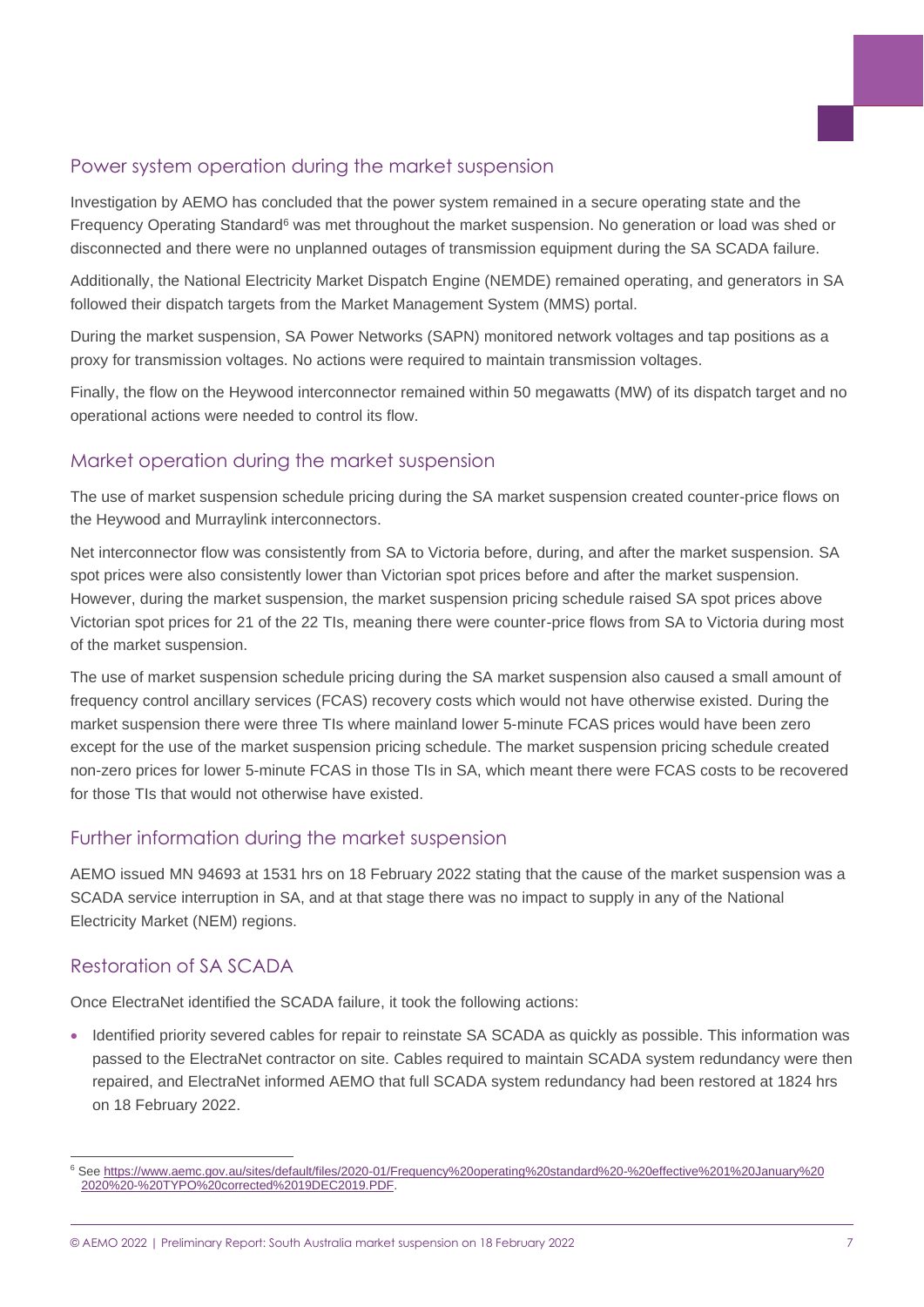## Power system operation during the market suspension

Investigation by AEMO has concluded that the power system remained in a secure operating state and the Frequency Operating Standard[6] was met throughout the market suspension. No generation or load was shed or disconnected and there were no unplanned outages of transmission equipment during the SA SCADA failure.

Additionally, the National Electricity Market Dispatch Engine (NEMDE) remained operating, and generators in SA followed their dispatch targets from the Market Management System (MMS) portal.

During the market suspension, SA Power Networks (SAPN) monitored network voltages and tap positions as a proxy for transmission voltages. No actions were required to maintain transmission voltages.

Finally, the flow on the Heywood interconnector remained within 50 megawatts (MW) of its dispatch target and no operational actions were needed to control its flow.

## Market operation during the market suspension

The use of market suspension schedule pricing during the SA market suspension created counter-price flows on the Heywood and Murraylink interconnectors.

Net interconnector flow was consistently from SA to Victoria before, during, and after the market suspension. SA spot prices were also consistently lower than Victorian spot prices before and after the market suspension. However, during the market suspension, the market suspension pricing schedule raised SA spot prices above Victorian spot prices for 21 of the 22 TIs, meaning there were counter-price flows from SA to Victoria during most of the market suspension.

The use of market suspension schedule pricing during the SA market suspension also caused a small amount of frequency control ancillary services (FCAS) recovery costs which would not have otherwise existed. During the market suspension there were three TIs where mainland lower 5-minute FCAS prices would have been zero except for the use of the market suspension pricing schedule. The market suspension pricing schedule created non-zero prices for lower 5-minute FCAS in those TIs in SA, which meant there were FCAS costs to be recovered for those TIs that would not otherwise have existed.

## Further information during the market suspension

AEMO issued MN 94693 at 1531 hrs on 18 February 2022 stating that the cause of the market suspension was a SCADA service interruption in SA, and at that stage there was no impact to supply in any of the National Electricity Market (NEM) regions.

## Restoration of SA SCADA

Once ElectraNet identified the SCADA failure, it took the following actions:

- Identified priority severed cables for repair to reinstate SA SCADA as quickly as possible. This information was passed to the ElectraNet contractor on site. Cables required to maintain SCADA system redundancy were then repaired, and ElectraNet informed AEMO that full SCADA system redundancy had been restored at 1824 hrs on 18 February 2022.

---

[6] See https://www.aemc.gov.au/sites/default/files/2020-01/Frequency%20operating%20standard%20-%20effective%201%20January%202020%20-%20TYPO%20corrected%2019DEC2019.PDF.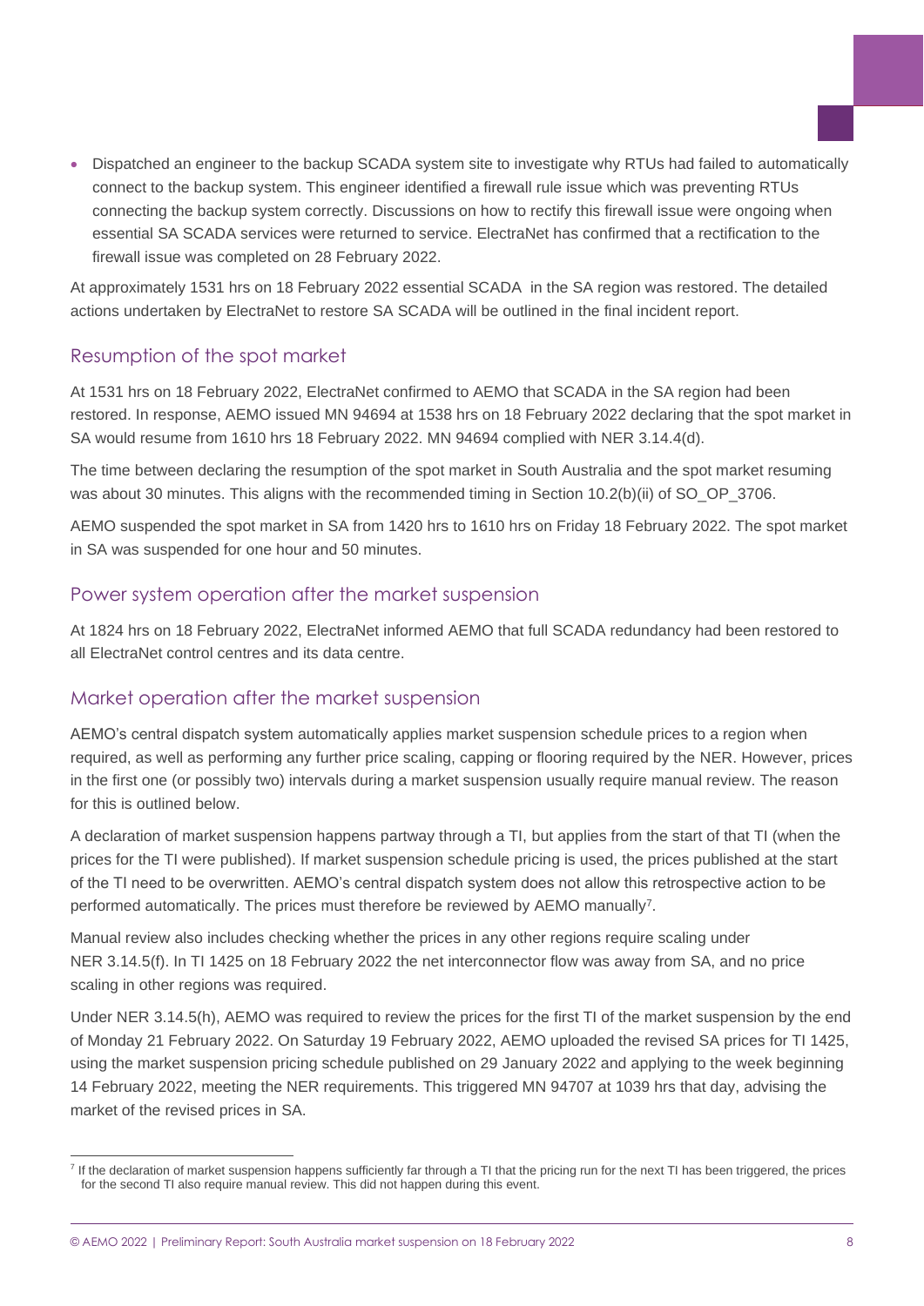- Dispatched an engineer to the backup SCADA system site to investigate why RTUs had failed to automatically connect to the backup system. This engineer identified a firewall rule issue which was preventing RTUs connecting the backup system correctly. Discussions on how to rectify this firewall issue were ongoing when essential SA SCADA services were returned to service. ElectraNet has confirmed that a rectification to the firewall issue was completed on 28 February 2022.

At approximately 1531 hrs on 18 February 2022 essential SCADA in the SA region was restored. The detailed actions undertaken by ElectraNet to restore SA SCADA will be outlined in the final incident report.

## Resumption of the spot market

At 1531 hrs on 18 February 2022, ElectraNet confirmed to AEMO that SCADA in the SA region had been restored. In response, AEMO issued MN 94694 at 1538 hrs on 18 February 2022 declaring that the spot market in SA would resume from 1610 hrs 18 February 2022. MN 94694 complied with NER 3.14.4(d).

The time between declaring the resumption of the spot market in South Australia and the spot market resuming was about 30 minutes. This aligns with the recommended timing in Section 10.2(b)(ii) of SO_OP_3706.

AEMO suspended the spot market in SA from 1420 hrs to 1610 hrs on Friday 18 February 2022. The spot market in SA was suspended for one hour and 50 minutes.

## Power system operation after the market suspension

At 1824 hrs on 18 February 2022, ElectraNet informed AEMO that full SCADA redundancy had been restored to all ElectraNet control centres and its data centre.

## Market operation after the market suspension

AEMO's central dispatch system automatically applies market suspension schedule prices to a region when required, as well as performing any further price scaling, capping or flooring required by the NER. However, prices in the first one (or possibly two) intervals during a market suspension usually require manual review. The reason for this is outlined below.

A declaration of market suspension happens partway through a TI, but applies from the start of that TI (when the prices for the TI were published). If market suspension schedule pricing is used, the prices published at the start of the TI need to be overwritten. AEMO's central dispatch system does not allow this retrospective action to be performed automatically. The prices must therefore be reviewed by AEMO manually[7].

Manual review also includes checking whether the prices in any other regions require scaling under NER 3.14.5(f). In TI 1425 on 18 February 2022 the net interconnector flow was away from SA, and no price scaling in other regions was required.

Under NER 3.14.5(h), AEMO was required to review the prices for the first TI of the market suspension by the end of Monday 21 February 2022. On Saturday 19 February 2022, AEMO uploaded the revised SA prices for TI 1425, using the market suspension pricing schedule published on 29 January 2022 and applying to the week beginning 14 February 2022, meeting the NER requirements. This triggered MN 94707 at 1039 hrs that day, advising the market of the revised prices in SA.

[7] If the declaration of market suspension happens sufficiently far through a TI that the pricing run for the next TI has been triggered, the prices for the second TI also require manual review. This did not happen during this event.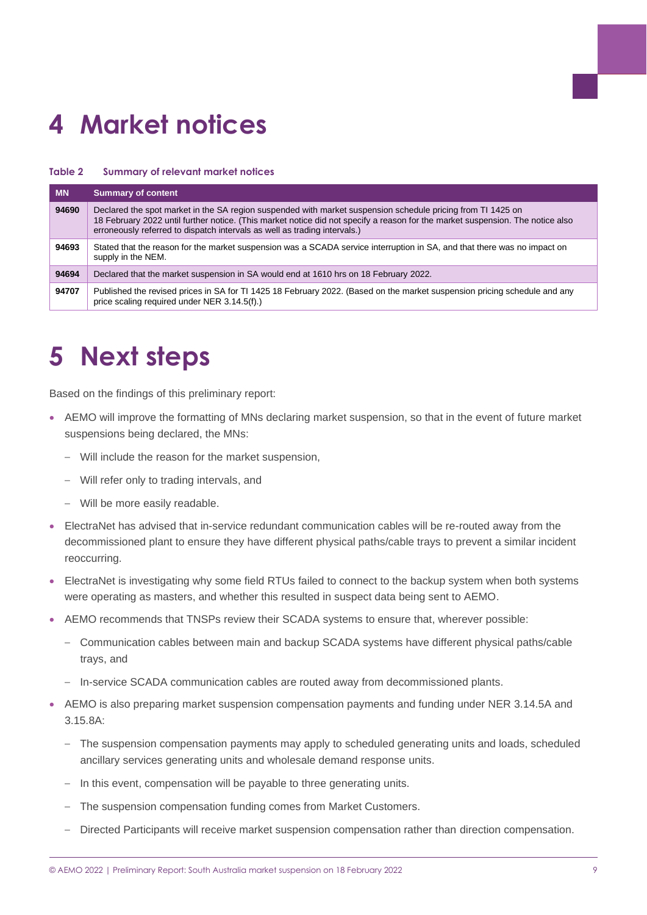# 4 Market notices

**Table 2 Summary of relevant market notices**

| MN | Summary of content |
|---|---|
| 94690 | Declared the spot market in the SA region suspended with market suspension schedule pricing from TI 1425 on 18 February 2022 until further notice. (This market notice did not specify a reason for the market suspension. The notice also erroneously referred to dispatch intervals as well as trading intervals.) |
| 94693 | Stated that the reason for the market suspension was a SCADA service interruption in SA, and that there was no impact on supply in the NEM. |
| 94694 | Declared that the market suspension in SA would end at 1610 hrs on 18 February 2022. |
| 94707 | Published the revised prices in SA for TI 1425 18 February 2022. (Based on the market suspension pricing schedule and any price scaling required under NER 3.14.5(f).) |

# 5 Next steps

Based on the findings of this preliminary report:

- AEMO will improve the formatting of MNs declaring market suspension, so that in the event of future market suspensions being declared, the MNs:
  - Will include the reason for the market suspension,
  - Will refer only to trading intervals, and
  - Will be more easily readable.
- ElectraNet has advised that in-service redundant communication cables will be re-routed away from the decommissioned plant to ensure they have different physical paths/cable trays to prevent a similar incident reoccurring.
- ElectraNet is investigating why some field RTUs failed to connect to the backup system when both systems were operating as masters, and whether this resulted in suspect data being sent to AEMO.
- AEMO recommends that TNSPs review their SCADA systems to ensure that, wherever possible:
  - Communication cables between main and backup SCADA systems have different physical paths/cable trays, and
  - In-service SCADA communication cables are routed away from decommissioned plants.
- AEMO is also preparing market suspension compensation payments and funding under NER 3.14.5A and 3.15.8A:
  - The suspension compensation payments may apply to scheduled generating units and loads, scheduled ancillary services generating units and wholesale demand response units.
  - In this event, compensation will be payable to three generating units.
  - The suspension compensation funding comes from Market Customers.
  - Directed Participants will receive market suspension compensation rather than direction compensation.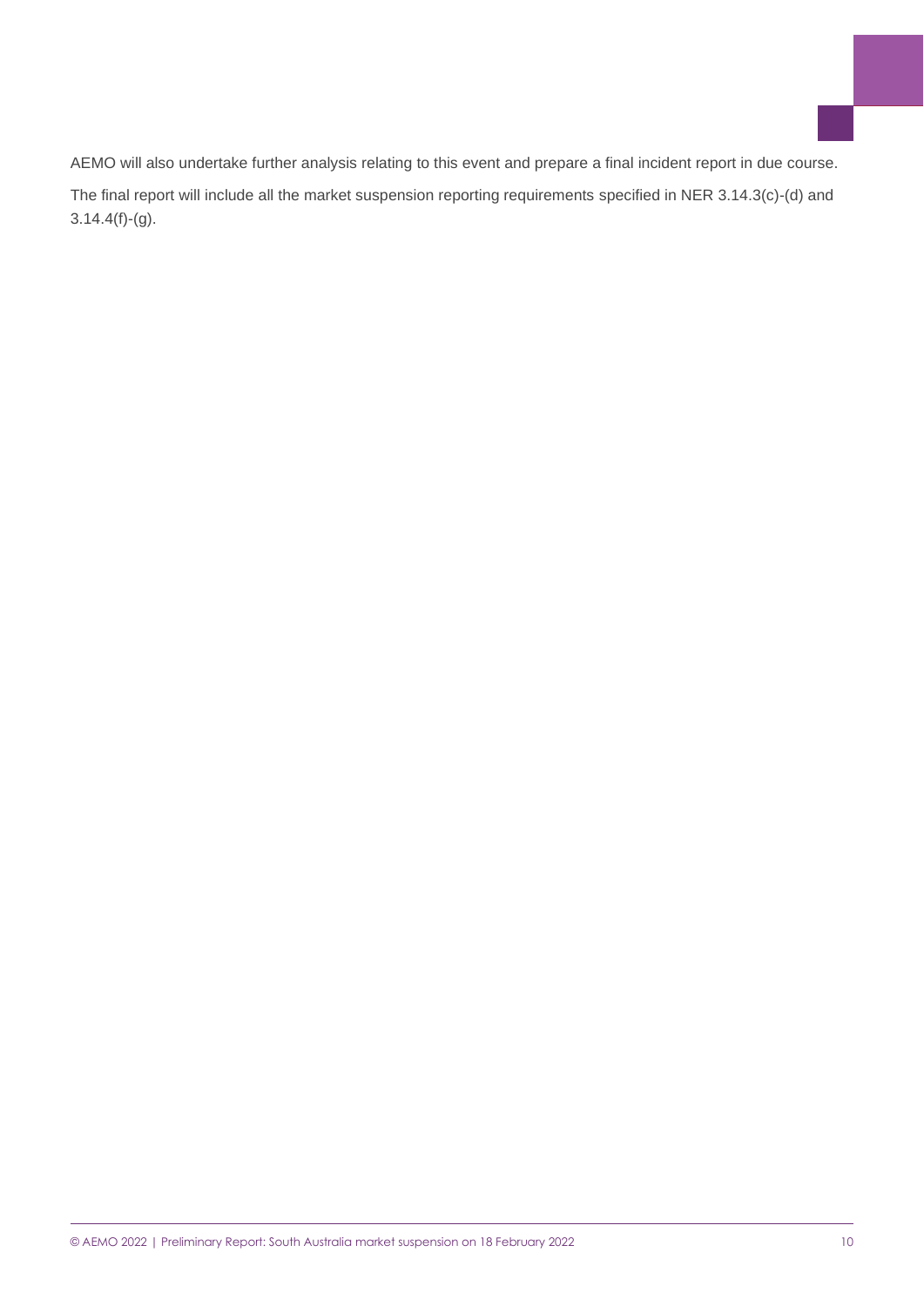AEMO will also undertake further analysis relating to this event and prepare a final incident report in due course.

The final report will include all the market suspension reporting requirements specified in NER 3.14.3(c)-(d) and 3.14.4(f)-(g).